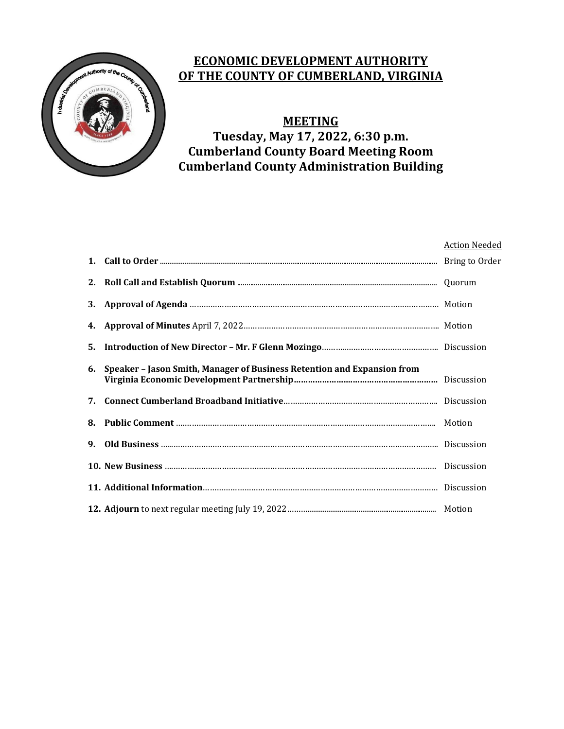# ECONOMIC DEVELOPMENT AUTHORITY OF THE COUNTY OF CUMBERLAND, VIRGINIA

## MEETING

**Tuesday, May 17, 2022, 6:30 p.m.**
**Cumberland County Board Meeting Room**
**Cumberland County Administration Building**

| | | Action Needed |
|---|---|---|
| 1. | **Call to Order** | Bring to Order |
| 2. | **Roll Call and Establish Quorum** | Quorum |
| 3. | **Approval of Agenda** | Motion |
| 4. | **Approval of Minutes** April 7, 2022 | Motion |
| 5. | **Introduction of New Director – Mr. F Glenn Mozingo** | Discussion |
| 6. | **Speaker – Jason Smith, Manager of Business Retention and Expansion from Virginia Economic Development Partnership** | Discussion |
| 7. | **Connect Cumberland Broadband Initiative** | Discussion |
| 8. | **Public Comment** | Motion |
| 9. | **Old Business** | Discussion |
| 10. | **New Business** | Discussion |
| 11. | **Additional Information** | Discussion |
| 12. | **Adjourn** to next regular meeting July 19, 2022 | Motion |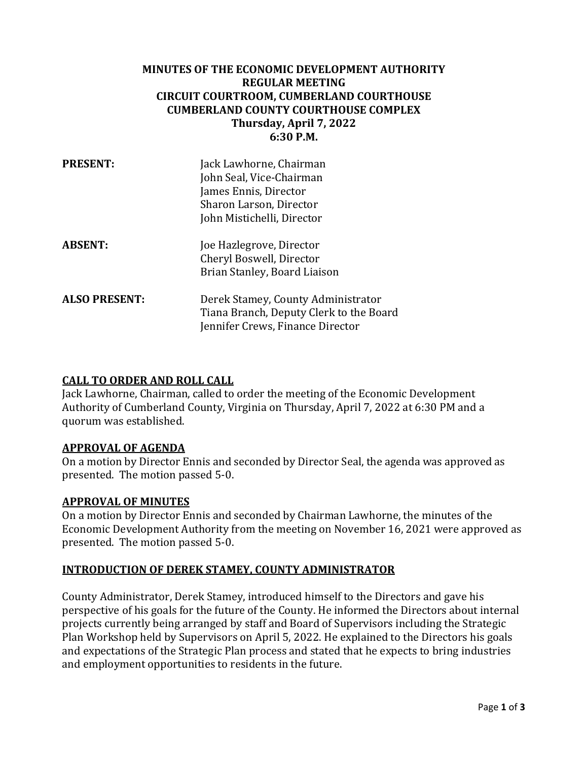**MINUTES OF THE ECONOMIC DEVELOPMENT AUTHORITY**
**REGULAR MEETING**
**CIRCUIT COURTROOM, CUMBERLAND COURTHOUSE**
**CUMBERLAND COUNTY COURTHOUSE COMPLEX**
**Thursday, April 7, 2022**
**6:30 P.M.**

| | |
|---|---|
| **PRESENT:** | Jack Lawhorne, Chairman<br>John Seal, Vice-Chairman<br>James Ennis, Director<br>Sharon Larson, Director<br>John Mistichelli, Director |
| **ABSENT:** | Joe Hazlegrove, Director<br>Cheryl Boswell, Director<br>Brian Stanley, Board Liaison |
| **ALSO PRESENT:** | Derek Stamey, County Administrator<br>Tiana Branch, Deputy Clerk to the Board<br>Jennifer Crews, Finance Director |

**CALL TO ORDER AND ROLL CALL**

Jack Lawhorne, Chairman, called to order the meeting of the Economic Development Authority of Cumberland County, Virginia on Thursday, April 7, 2022 at 6:30 PM and a quorum was established.

**APPROVAL OF AGENDA**

On a motion by Director Ennis and seconded by Director Seal, the agenda was approved as presented. The motion passed 5-0.

**APPROVAL OF MINUTES**

On a motion by Director Ennis and seconded by Chairman Lawhorne, the minutes of the Economic Development Authority from the meeting on November 16, 2021 were approved as presented. The motion passed 5-0.

**INTRODUCTION OF DEREK STAMEY, COUNTY ADMINISTRATOR**

County Administrator, Derek Stamey, introduced himself to the Directors and gave his perspective of his goals for the future of the County. He informed the Directors about internal projects currently being arranged by staff and Board of Supervisors including the Strategic Plan Workshop held by Supervisors on April 5, 2022. He explained to the Directors his goals and expectations of the Strategic Plan process and stated that he expects to bring industries and employment opportunities to residents in the future.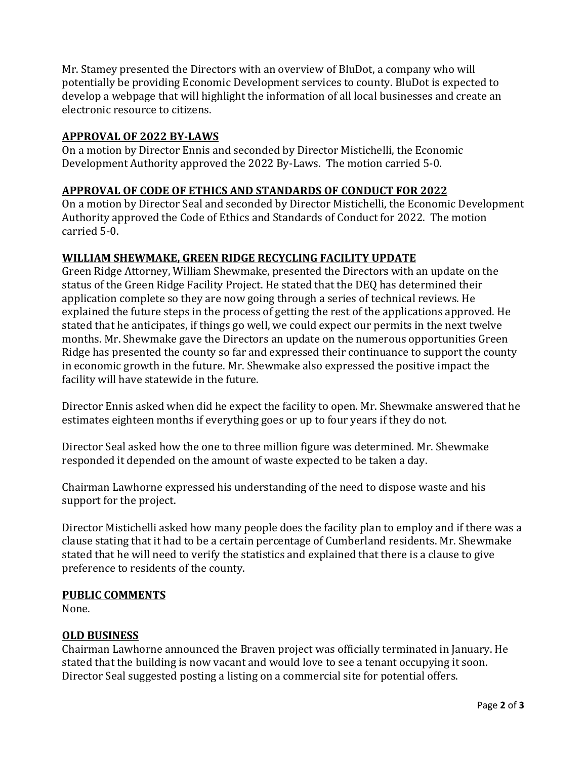Mr. Stamey presented the Directors with an overview of BluDot, a company who will potentially be providing Economic Development services to county. BluDot is expected to develop a webpage that will highlight the information of all local businesses and create an electronic resource to citizens.

**APPROVAL OF 2022 BY-LAWS**

On a motion by Director Ennis and seconded by Director Mistichelli, the Economic Development Authority approved the 2022 By-Laws. The motion carried 5-0.

**APPROVAL OF CODE OF ETHICS AND STANDARDS OF CONDUCT FOR 2022**

On a motion by Director Seal and seconded by Director Mistichelli, the Economic Development Authority approved the Code of Ethics and Standards of Conduct for 2022. The motion carried 5-0.

**WILLIAM SHEWMAKE, GREEN RIDGE RECYCLING FACILITY UPDATE**

Green Ridge Attorney, William Shewmake, presented the Directors with an update on the status of the Green Ridge Facility Project. He stated that the DEQ has determined their application complete so they are now going through a series of technical reviews. He explained the future steps in the process of getting the rest of the applications approved. He stated that he anticipates, if things go well, we could expect our permits in the next twelve months. Mr. Shewmake gave the Directors an update on the numerous opportunities Green Ridge has presented the county so far and expressed their continuance to support the county in economic growth in the future. Mr. Shewmake also expressed the positive impact the facility will have statewide in the future.

Director Ennis asked when did he expect the facility to open. Mr. Shewmake answered that he estimates eighteen months if everything goes or up to four years if they do not.

Director Seal asked how the one to three million figure was determined. Mr. Shewmake responded it depended on the amount of waste expected to be taken a day.

Chairman Lawhorne expressed his understanding of the need to dispose waste and his support for the project.

Director Mistichelli asked how many people does the facility plan to employ and if there was a clause stating that it had to be a certain percentage of Cumberland residents. Mr. Shewmake stated that he will need to verify the statistics and explained that there is a clause to give preference to residents of the county.

**PUBLIC COMMENTS**

None.

**OLD BUSINESS**

Chairman Lawhorne announced the Braven project was officially terminated in January. He stated that the building is now vacant and would love to see a tenant occupying it soon. Director Seal suggested posting a listing on a commercial site for potential offers.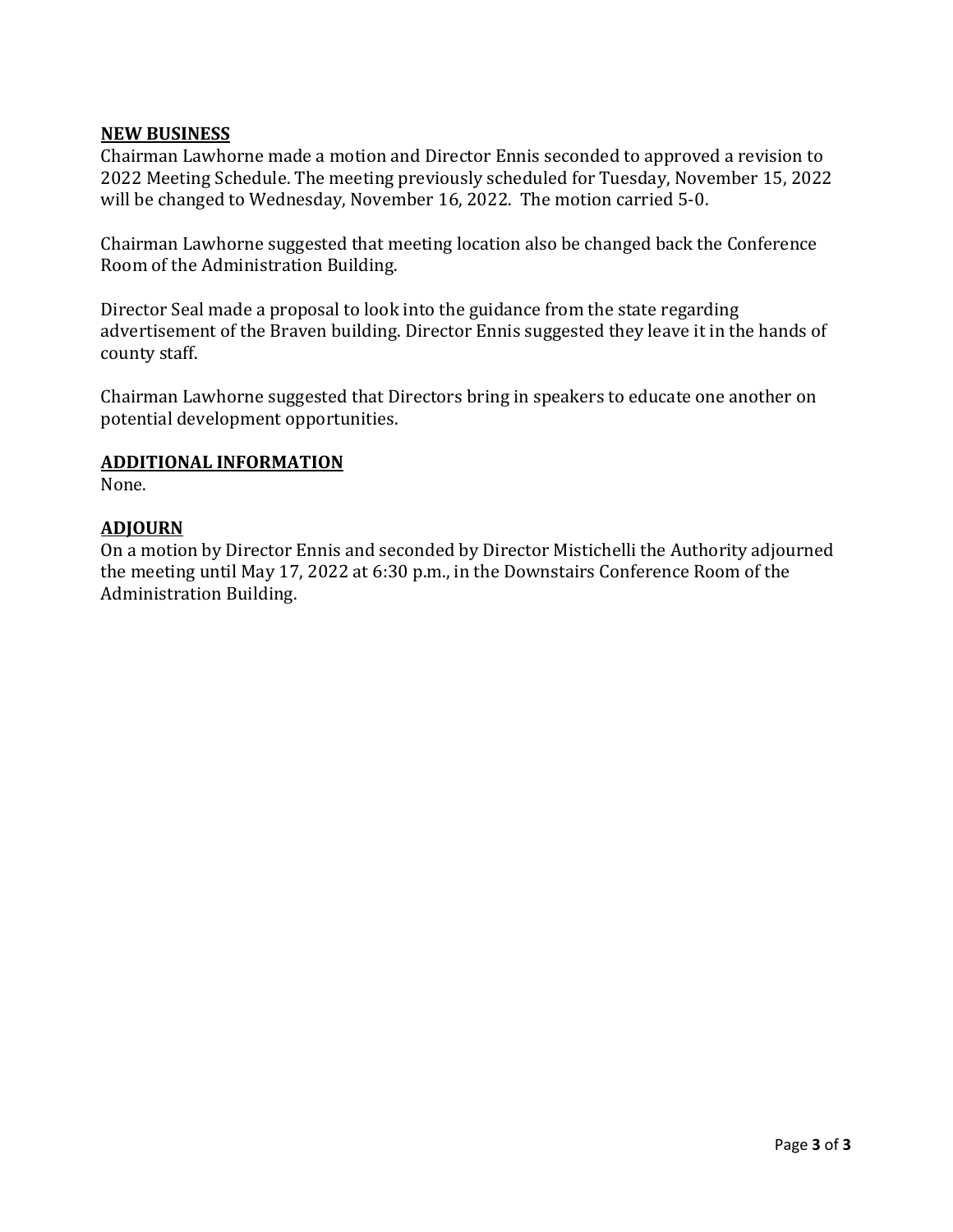**NEW BUSINESS**

Chairman Lawhorne made a motion and Director Ennis seconded to approved a revision to 2022 Meeting Schedule. The meeting previously scheduled for Tuesday, November 15, 2022 will be changed to Wednesday, November 16, 2022. The motion carried 5-0.

Chairman Lawhorne suggested that meeting location also be changed back the Conference Room of the Administration Building.

Director Seal made a proposal to look into the guidance from the state regarding advertisement of the Braven building. Director Ennis suggested they leave it in the hands of county staff.

Chairman Lawhorne suggested that Directors bring in speakers to educate one another on potential development opportunities.

**ADDITIONAL INFORMATION**

None.

**ADJOURN**

On a motion by Director Ennis and seconded by Director Mistichelli the Authority adjourned the meeting until May 17, 2022 at 6:30 p.m., in the Downstairs Conference Room of the Administration Building.